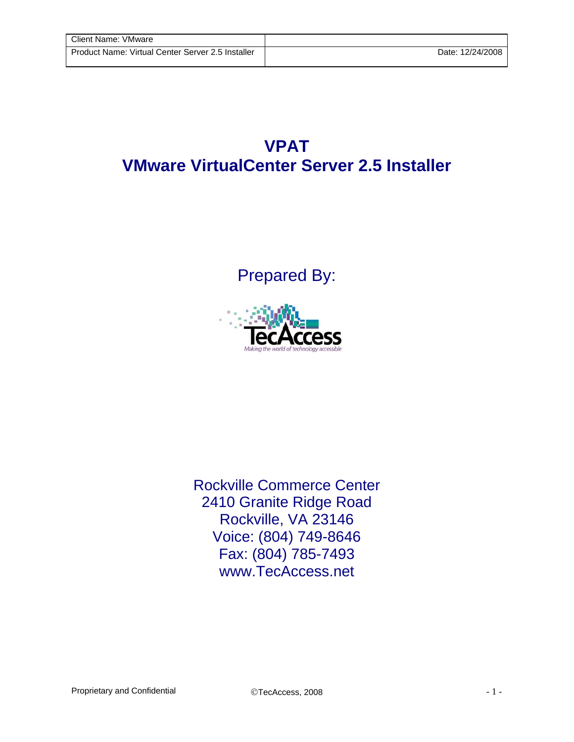| Client Name: VMware | |
| --- | --- |
| Product Name: Virtual Center Server 2.5 Installer | Date: 12/24/2008 |

# VPAT
# VMware VirtualCenter Server 2.5 Installer

Prepared By:

TecAccess

Making the world of technology accessible

Rockville Commerce Center
2410 Granite Ridge Road
Rockville, VA 23146
Voice: (804) 749-8646
Fax: (804) 785-7493
www.TecAccess.net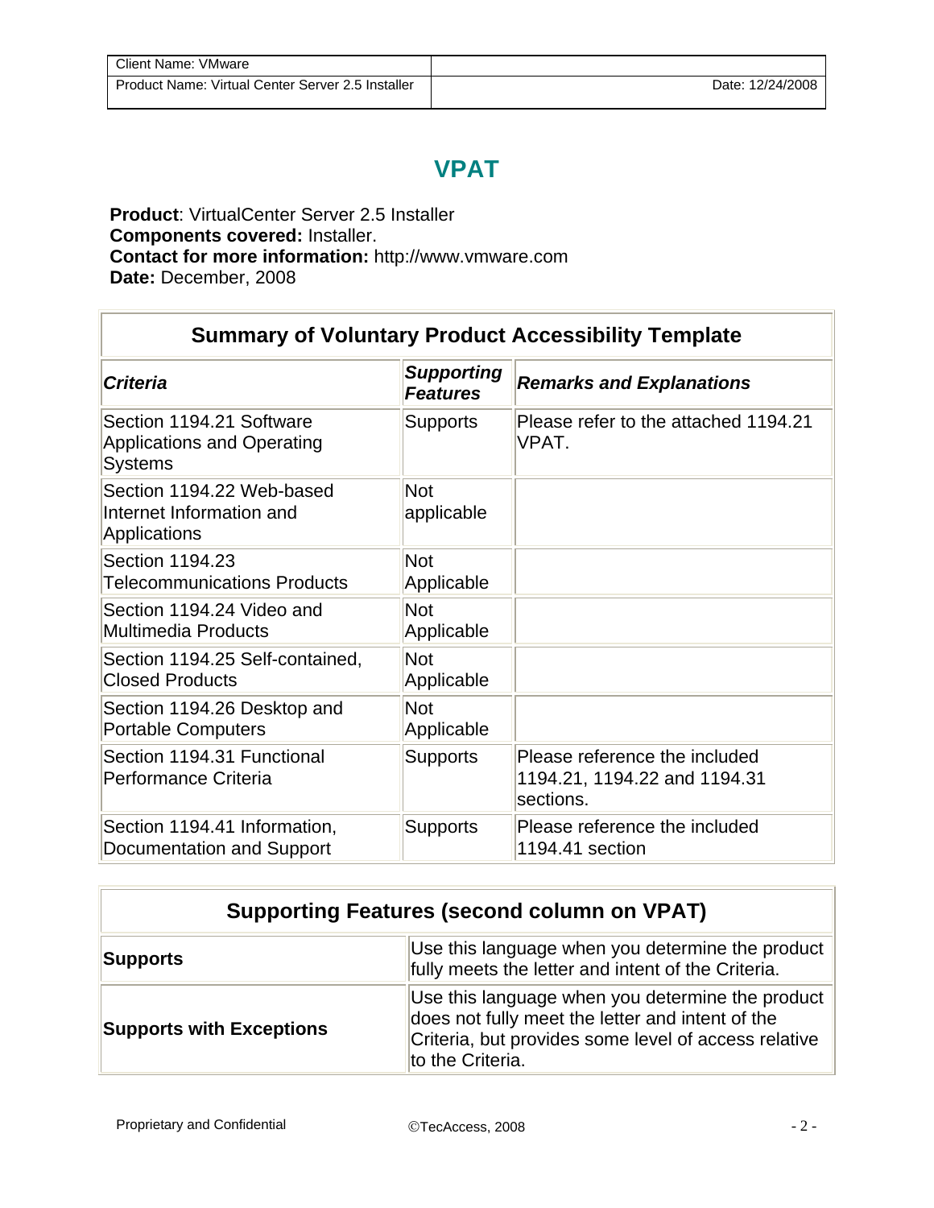# VPAT

**Product**: VirtualCenter Server 2.5 Installer
**Components covered:** Installer.
**Contact for more information:** http://www.vmware.com
**Date:** December, 2008

| Summary of Voluntary Product Accessibility Template | | |
|---|---|---|
| ***Criteria*** | ***Supporting Features*** | ***Remarks and Explanations*** |
| Section 1194.21 Software Applications and Operating Systems | Supports | Please refer to the attached 1194.21 VPAT. |
| Section 1194.22 Web-based Internet Information and Applications | Not applicable | |
| Section 1194.23 Telecommunications Products | Not Applicable | |
| Section 1194.24 Video and Multimedia Products | Not Applicable | |
| Section 1194.25 Self-contained, Closed Products | Not Applicable | |
| Section 1194.26 Desktop and Portable Computers | Not Applicable | |
| Section 1194.31 Functional Performance Criteria | Supports | Please reference the included 1194.21, 1194.22 and 1194.31 sections. |
| Section 1194.41 Information, Documentation and Support | Supports | Please reference the included 1194.41 section |

| Supporting Features (second column on VPAT) | |
|---|---|
| **Supports** | Use this language when you determine the product fully meets the letter and intent of the Criteria. |
| **Supports with Exceptions** | Use this language when you determine the product does not fully meet the letter and intent of the Criteria, but provides some level of access relative to the Criteria. |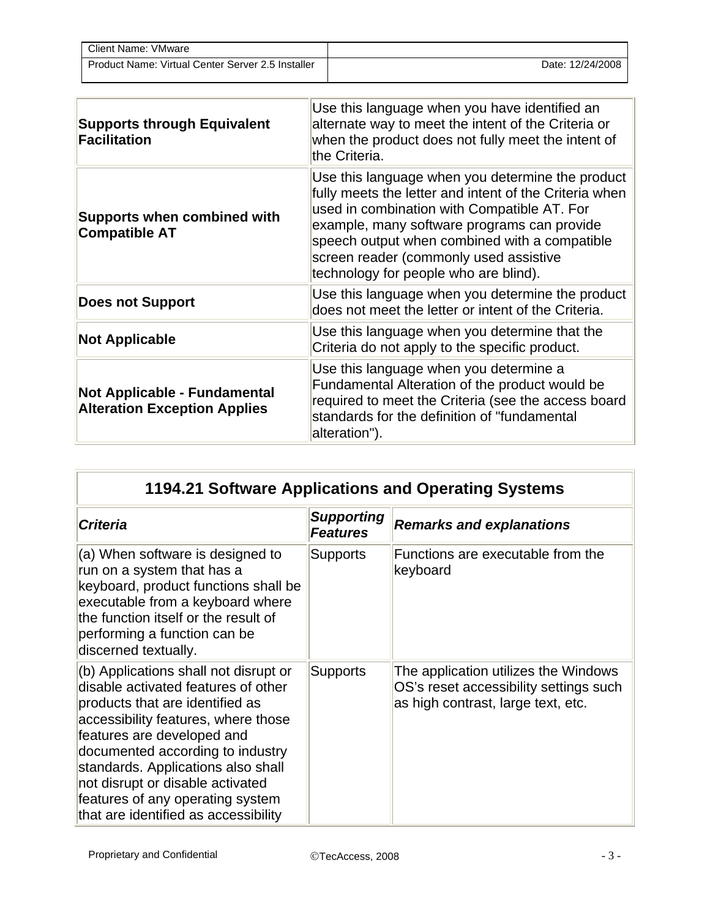| | |
|---|---|
| **Supports through Equivalent Facilitation** | Use this language when you have identified an alternate way to meet the intent of the Criteria or when the product does not fully meet the intent of the Criteria. |
| **Supports when combined with Compatible AT** | Use this language when you determine the product fully meets the letter and intent of the Criteria when used in combination with Compatible AT. For example, many software programs can provide speech output when combined with a compatible screen reader (commonly used assistive technology for people who are blind). |
| **Does not Support** | Use this language when you determine the product does not meet the letter or intent of the Criteria. |
| **Not Applicable** | Use this language when you determine that the Criteria do not apply to the specific product. |
| **Not Applicable - Fundamental Alteration Exception Applies** | Use this language when you determine a Fundamental Alteration of the product would be required to meet the Criteria (see the access board standards for the definition of "fundamental alteration"). |

| **1194.21 Software Applications and Operating Systems** | | |
|---|---|---|
| ***Criteria*** | ***Supporting Features*** | ***Remarks and explanations*** |
| (a) When software is designed to run on a system that has a keyboard, product functions shall be executable from a keyboard where the function itself or the result of performing a function can be discerned textually. | Supports | Functions are executable from the keyboard |
| (b) Applications shall not disrupt or disable activated features of other products that are identified as accessibility features, where those features are developed and documented according to industry standards. Applications also shall not disrupt or disable activated features of any operating system that are identified as accessibility | Supports | The application utilizes the Windows OS's reset accessibility settings such as high contrast, large text, etc. |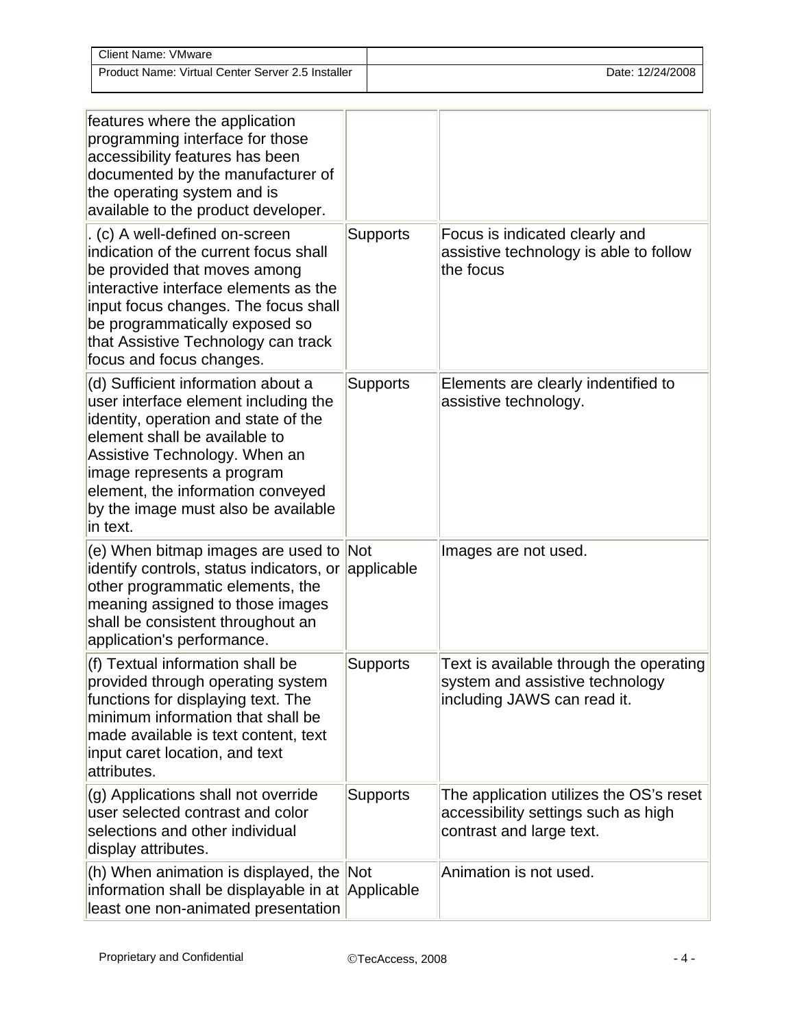| | | |
|---|---|---|
| features where the application programming interface for those accessibility features has been documented by the manufacturer of the operating system and is available to the product developer. | | |
| . (c) A well-defined on-screen indication of the current focus shall be provided that moves among interactive interface elements as the input focus changes. The focus shall be programmatically exposed so that Assistive Technology can track focus and focus changes. | Supports | Focus is indicated clearly and assistive technology is able to follow the focus |
| (d) Sufficient information about a user interface element including the identity, operation and state of the element shall be available to Assistive Technology. When an image represents a program element, the information conveyed by the image must also be available in text. | Supports | Elements are clearly indentified to assistive technology. |
| (e) When bitmap images are used to identify controls, status indicators, or other programmatic elements, the meaning assigned to those images shall be consistent throughout an application's performance. | Not applicable | Images are not used. |
| (f) Textual information shall be provided through operating system functions for displaying text. The minimum information that shall be made available is text content, text input caret location, and text attributes. | Supports | Text is available through the operating system and assistive technology including JAWS can read it. |
| (g) Applications shall not override user selected contrast and color selections and other individual display attributes. | Supports | The application utilizes the OS's reset accessibility settings such as high contrast and large text. |
| (h) When animation is displayed, the information shall be displayable in at least one non-animated presentation | Not Applicable | Animation is not used. |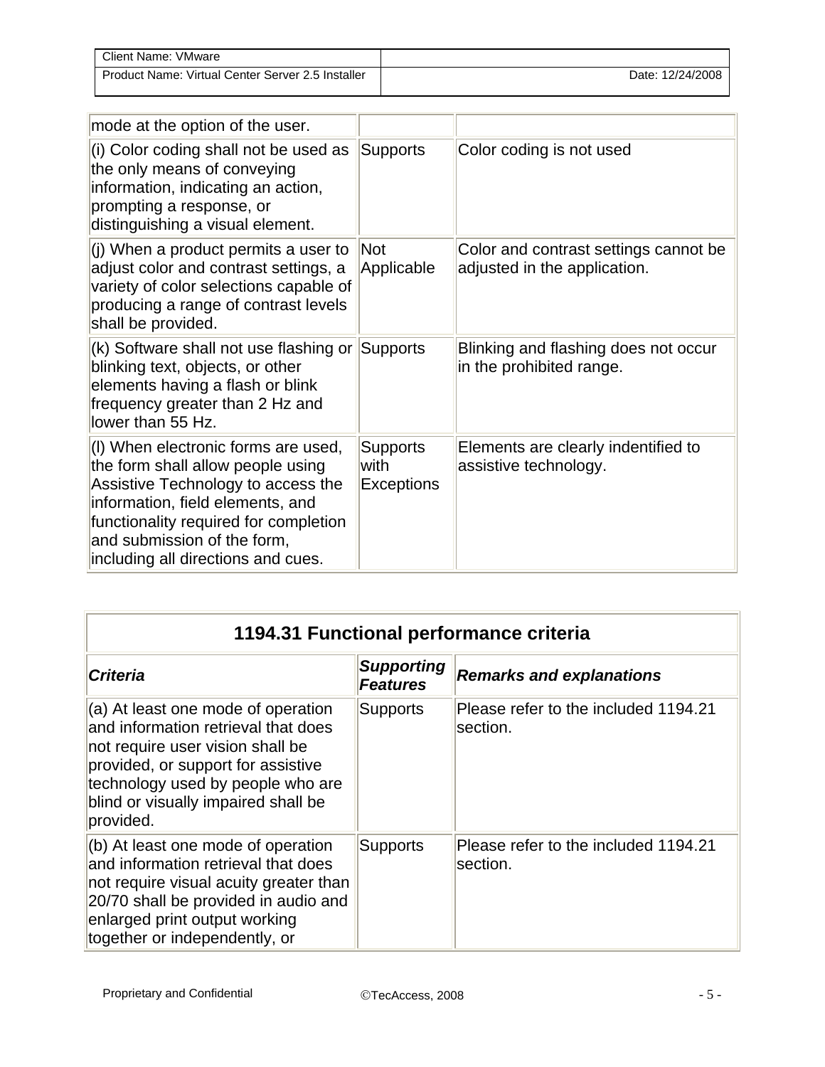| | | |
|---|---|---|
| mode at the option of the user. | | |
| (i) Color coding shall not be used as the only means of conveying information, indicating an action, prompting a response, or distinguishing a visual element. | Supports | Color coding is not used |
| (j) When a product permits a user to adjust color and contrast settings, a variety of color selections capable of producing a range of contrast levels shall be provided. | Not Applicable | Color and contrast settings cannot be adjusted in the application. |
| (k) Software shall not use flashing or blinking text, objects, or other elements having a flash or blink frequency greater than 2 Hz and lower than 55 Hz. | Supports | Blinking and flashing does not occur in the prohibited range. |
| (l) When electronic forms are used, the form shall allow people using Assistive Technology to access the information, field elements, and functionality required for completion and submission of the form, including all directions and cues. | Supports with Exceptions | Elements are clearly indentified to assistive technology. |

| **1194.31 Functional performance criteria** | | |
|---|---|---|
| ***Criteria*** | ***Supporting Features*** | ***Remarks and explanations*** |
| (a) At least one mode of operation and information retrieval that does not require user vision shall be provided, or support for assistive technology used by people who are blind or visually impaired shall be provided. | Supports | Please refer to the included 1194.21 section. |
| (b) At least one mode of operation and information retrieval that does not require visual acuity greater than 20/70 shall be provided in audio and enlarged print output working together or independently, or | Supports | Please refer to the included 1194.21 section. |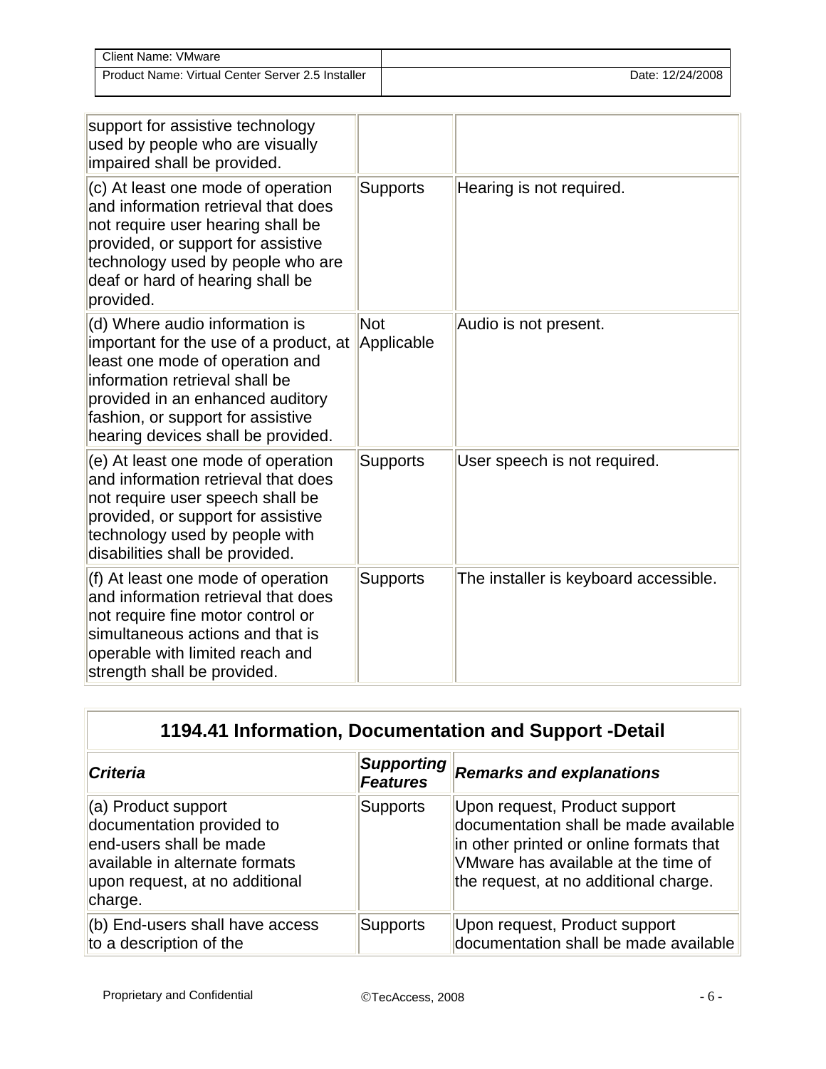| | | |
|---|---|---|
| support for assistive technology used by people who are visually impaired shall be provided. | | |
| (c) At least one mode of operation and information retrieval that does not require user hearing shall be provided, or support for assistive technology used by people who are deaf or hard of hearing shall be provided. | Supports | Hearing is not required. |
| (d) Where audio information is important for the use of a product, at least one mode of operation and information retrieval shall be provided in an enhanced auditory fashion, or support for assistive hearing devices shall be provided. | Not Applicable | Audio is not present. |
| (e) At least one mode of operation and information retrieval that does not require user speech shall be provided, or support for assistive technology used by people with disabilities shall be provided. | Supports | User speech is not required. |
| (f) At least one mode of operation and information retrieval that does not require fine motor control or simultaneous actions and that is operable with limited reach and strength shall be provided. | Supports | The installer is keyboard accessible. |

## 1194.41 Information, Documentation and Support -Detail

| ***Criteria*** | ***Supporting Features*** | ***Remarks and explanations*** |
|---|---|---|
| (a) Product support documentation provided to end-users shall be made available in alternate formats upon request, at no additional charge. | Supports | Upon request, Product support documentation shall be made available in other printed or online formats that VMware has available at the time of the request, at no additional charge. |
| (b) End-users shall have access to a description of the | Supports | Upon request, Product support documentation shall be made available |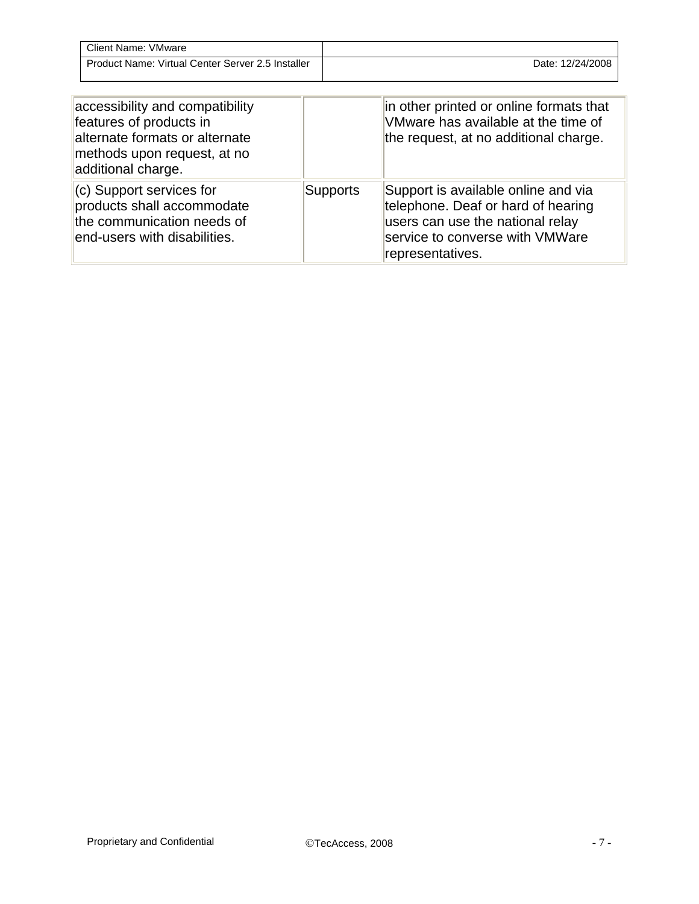| | | |
|---|---|---|
| accessibility and compatibility features of products in alternate formats or alternate methods upon request, at no additional charge. | | in other printed or online formats that VMware has available at the time of the request, at no additional charge. |
| (c) Support services for products shall accommodate the communication needs of end-users with disabilities. | Supports | Support is available online and via telephone. Deaf or hard of hearing users can use the national relay service to converse with VMWare representatives. |